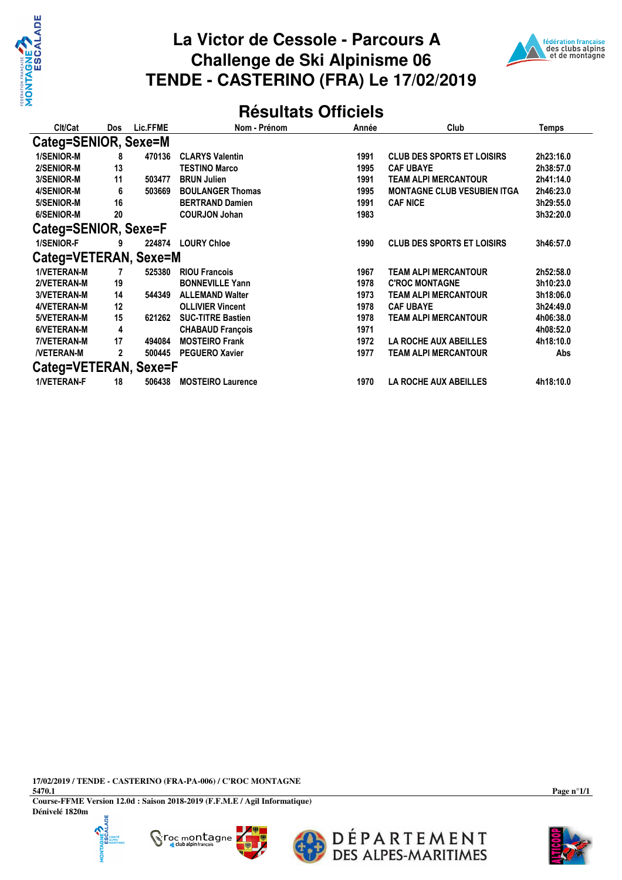# La Victor de Cessole - Parcours A
# Challenge de Ski Alpinisme 06
# TENDE - CASTERINO (FRA) Le 17/02/2019

## Résultats Officiels

| Clt/Cat | Dos | Lic.FFME | Nom - Prénom | Année | Club | Temps |
|---|---|---|---|---|---|---|
| **Categ=SENIOR, Sexe=M** | | | | | | |
| 1/SENIOR-M | 8 | 470136 | CLARYS Valentin | 1991 | CLUB DES SPORTS ET LOISIRS | 2h23:16.0 |
| 2/SENIOR-M | 13 | | TESTINO Marco | 1995 | CAF UBAYE | 2h38:57.0 |
| 3/SENIOR-M | 11 | 503477 | BRUN Julien | 1991 | TEAM ALPI MERCANTOUR | 2h41:14.0 |
| 4/SENIOR-M | 6 | 503669 | BOULANGER Thomas | 1995 | MONTAGNE CLUB VESUBIEN ITGA | 2h46:23.0 |
| 5/SENIOR-M | 16 | | BERTRAND Damien | 1991 | CAF NICE | 3h29:55.0 |
| 6/SENIOR-M | 20 | | COURJON Johan | 1983 | | 3h32:20.0 |
| **Categ=SENIOR, Sexe=F** | | | | | | |
| 1/SENIOR-F | 9 | 224874 | LOURY Chloe | 1990 | CLUB DES SPORTS ET LOISIRS | 3h46:57.0 |
| **Categ=VETERAN, Sexe=M** | | | | | | |
| 1/VETERAN-M | 7 | 525380 | RIOU Francois | 1967 | TEAM ALPI MERCANTOUR | 2h52:58.0 |
| 2/VETERAN-M | 19 | | BONNEVILLE Yann | 1978 | C'ROC MONTAGNE | 3h10:23.0 |
| 3/VETERAN-M | 14 | 544349 | ALLEMAND Walter | 1973 | TEAM ALPI MERCANTOUR | 3h18:06.0 |
| 4/VETERAN-M | 12 | | OLLIVIER Vincent | 1978 | CAF UBAYE | 3h24:49.0 |
| 5/VETERAN-M | 15 | 621262 | SUC-TITRE Bastien | 1978 | TEAM ALPI MERCANTOUR | 4h06:38.0 |
| 6/VETERAN-M | 4 | | CHABAUD François | 1971 | | 4h08:52.0 |
| 7/VETERAN-M | 17 | 494084 | MOSTEIRO Frank | 1972 | LA ROCHE AUX ABEILLES | 4h18:10.0 |
| /VETERAN-M | 2 | 500445 | PEGUERO Xavier | 1977 | TEAM ALPI MERCANTOUR | Abs |
| **Categ=VETERAN, Sexe=F** | | | | | | |
| 1/VETERAN-F | 18 | 506438 | MOSTEIRO Laurence | 1970 | LA ROCHE AUX ABEILLES | 4h18:10.0 |

17/02/2019 / TENDE - CASTERINO (FRA-PA-006) / C'ROC MONTAGNE
5470.1
Course-FFME Version 12.0d : Saison 2018-2019 (F.F.M.E / Agil Informatique)
Dénivelé 1820m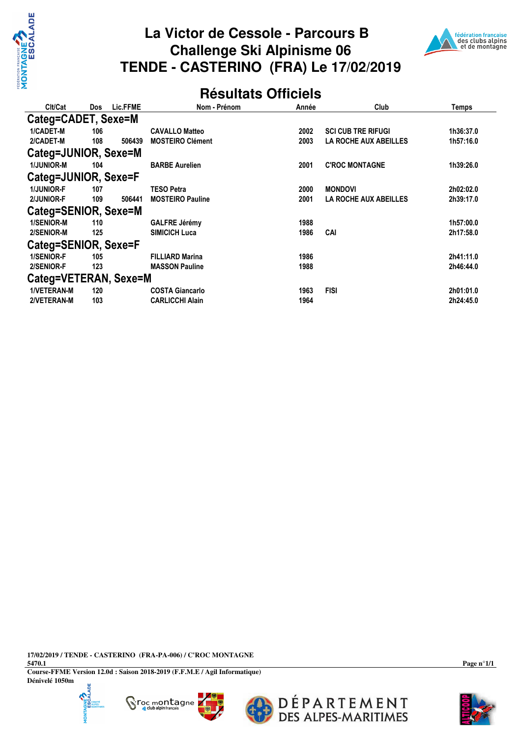# La Victor de Cessole - Parcours B
# Challenge Ski Alpinisme 06
# TENDE - CASTERINO (FRA) Le 17/02/2019

## Résultats Officiels

| Clt/Cat | Dos | Lic.FFME | Nom - Prénom | Année | Club | Temps |
|---|---|---|---|---|---|---|
| **Categ=CADET, Sexe=M** | | | | | | |
| 1/CADET-M | 106 | | CAVALLO Matteo | 2002 | SCI CUB TRE RIFUGI | 1h36:37.0 |
| 2/CADET-M | 108 | 506439 | MOSTEIRO Clément | 2003 | LA ROCHE AUX ABEILLES | 1h57:16.0 |
| **Categ=JUNIOR, Sexe=M** | | | | | | |
| 1/JUNIOR-M | 104 | | BARBE Aurelien | 2001 | C'ROC MONTAGNE | 1h39:26.0 |
| **Categ=JUNIOR, Sexe=F** | | | | | | |
| 1/JUNIOR-F | 107 | | TESO Petra | 2000 | MONDOVI | 2h02:02.0 |
| 2/JUNIOR-F | 109 | 506441 | MOSTEIRO Pauline | 2001 | LA ROCHE AUX ABEILLES | 2h39:17.0 |
| **Categ=SENIOR, Sexe=M** | | | | | | |
| 1/SENIOR-M | 110 | | GALFRE Jérémy | 1988 | | 1h57:00.0 |
| 2/SENIOR-M | 125 | | SIMICICH Luca | 1986 | CAI | 2h17:58.0 |
| **Categ=SENIOR, Sexe=F** | | | | | | |
| 1/SENIOR-F | 105 | | FILLIARD Marina | 1986 | | 2h41:11.0 |
| 2/SENIOR-F | 123 | | MASSON Pauline | 1988 | | 2h46:44.0 |
| **Categ=VETERAN, Sexe=M** | | | | | | |
| 1/VETERAN-M | 120 | | COSTA Giancarlo | 1963 | FISI | 2h01:01.0 |
| 2/VETERAN-M | 103 | | CARLICCHI Alain | 1964 | | 2h24:45.0 |

17/02/2019 / TENDE - CASTERINO (FRA-PA-006) / C'ROC MONTAGNE
5470.1
Course-FFME Version 12.0d : Saison 2018-2019 (F.F.M.E / Agil Informatique)
Dénivelé 1050m